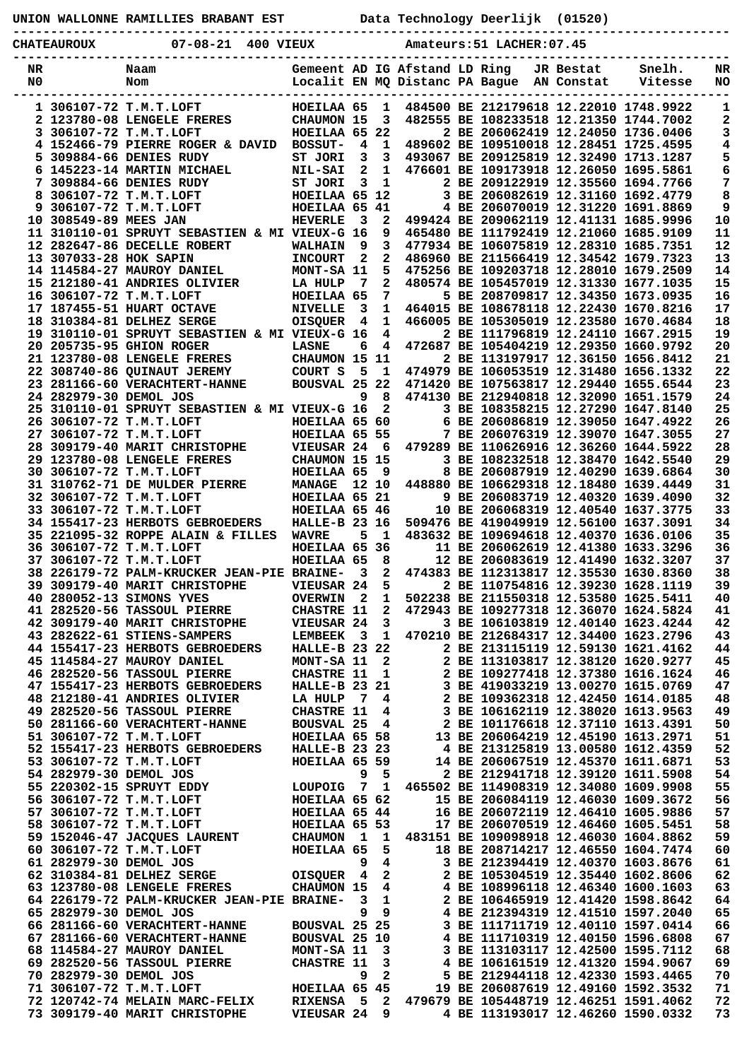UNION WALLONNE RAMILLIES BRABANT EST     Data Technology Deerlijk (01520)

CHATEAUROUX     07-08-21  400 VIEUX     Amateurs:51 LACHER:07.45

| NR NO | Naam Nom | Gemeent Localit | AD EN | IG MQ | Afstand Distanc | LD PA | Ring Bague | JR AN | Bestat Constat | Snelh. Vitesse | NR NO |
|---|---|---|---|---|---|---|---|---|---|---|---|
| 1 | 306107-72 T.M.T.LOFT | HOEILAA | 65 | 1 | 484500 | BE | 2121796 | 18 | 12.22010 | 1748.9922 | 1 |
| 2 | 123780-08 LENGELE FRERES | CHAUMON | 15 | 3 | 482555 | BE | 1082335 | 18 | 12.21350 | 1744.7002 | 2 |
| 3 | 306107-72 T.M.T.LOFT | HOEILAA | 65 | 22 | 2 | BE | 2060624 | 19 | 12.24050 | 1736.0406 | 3 |
| 4 | 152466-79 PIERRE ROGER & DAVID | BOSSUT- | 4 | 1 | 489602 | BE | 1095100 | 18 | 12.28451 | 1725.4595 | 4 |
| 5 | 309884-66 DENIES RUDY | ST JORI | 3 | 3 | 493067 | BE | 2091258 | 19 | 12.32490 | 1713.1287 | 5 |
| 6 | 145223-14 MARTIN MICHAEL | NIL-SAI | 2 | 1 | 476601 | BE | 1091739 | 18 | 12.26050 | 1695.5861 | 6 |
| 7 | 309884-66 DENIES RUDY | ST JORI | 3 | 1 | 2 | BE | 2091229 | 19 | 12.35560 | 1694.7766 | 7 |
| 8 | 306107-72 T.M.T.LOFT | HOEILAA | 65 | 12 | 3 | BE | 2060826 | 19 | 12.31160 | 1692.4779 | 8 |
| 9 | 306107-72 T.M.T.LOFT | HOEILAA | 65 | 41 | 4 | BE | 2060700 | 19 | 12.31220 | 1691.8869 | 9 |
| 10 | 308549-89 MEES JAN | HEVERLE | 3 | 2 | 499424 | BE | 2090621 | 19 | 12.41131 | 1685.9996 | 10 |
| 11 | 310110-01 SPRUYT SEBASTIEN & MI | VIEUX-G | 16 | 9 | 465480 | BE | 1117921 | 19 | 12.21060 | 1685.9109 | 11 |
| 12 | 282647-86 DECELLE ROBERT | WALHAIN | 9 | 3 | 477934 | BE | 1060758 | 19 | 12.28310 | 1685.7351 | 12 |
| 13 | 307033-28 HOK SAPIN | INCOURT | 2 | 2 | 486960 | BE | 2115664 | 19 | 12.34542 | 1679.7323 | 13 |
| 14 | 114584-27 MAUROY DANIEL | MONT-SA | 11 | 5 | 475256 | BE | 1092037 | 18 | 12.28010 | 1679.2509 | 14 |
| 15 | 212180-41 ANDRIES OLIVIER | LA HULP | 7 | 2 | 480574 | BE | 1054570 | 19 | 12.31330 | 1677.1035 | 15 |
| 16 | 306107-72 T.M.T.LOFT | HOEILAA | 65 | 7 | 5 | BE | 2087098 | 17 | 12.34350 | 1673.0935 | 16 |
| 17 | 187455-51 HUART OCTAVE | NIVELLE | 3 | 1 | 464015 | BE | 1086781 | 18 | 12.22430 | 1670.8216 | 17 |
| 18 | 310384-81 DELHEZ SERGE | OISQUER | 4 | 1 | 466005 | BE | 1053050 | 19 | 12.23580 | 1670.4684 | 18 |
| 19 | 310110-01 SPRUYT SEBASTIEN & MI | VIEUX-G | 16 | 4 | 2 | BE | 1117968 | 19 | 12.24110 | 1667.2915 | 19 |
| 20 | 205735-95 GHION ROGER | LASNE | 6 | 4 | 472687 | BE | 1054042 | 19 | 12.29350 | 1660.9792 | 20 |
| 21 | 123780-08 LENGELE FRERES | CHAUMON | 15 | 11 | 2 | BE | 1131979 | 17 | 12.36150 | 1656.8412 | 21 |
| 22 | 308740-86 QUINAUT JEREMY | COURT S | 5 | 1 | 474979 | BE | 1060535 | 19 | 12.31480 | 1656.1332 | 22 |
| 23 | 281166-60 VERACHTERT-HANNE | BOUSVAL | 25 | 22 | 471420 | BE | 1075638 | 17 | 12.29440 | 1655.6544 | 23 |
| 24 | 282979-30 DEMOL JOS |  | 9 | 8 | 474130 | BE | 2129408 | 18 | 12.32090 | 1651.1579 | 24 |
| 25 | 310110-01 SPRUYT SEBASTIEN & MI | VIEUX-G | 16 | 2 | 3 | BE | 1083582 | 15 | 12.27290 | 1647.8140 | 25 |
| 26 | 306107-72 T.M.T.LOFT | HOEILAA | 65 | 60 | 6 | BE | 2060868 | 19 | 12.39050 | 1647.4922 | 26 |
| 27 | 306107-72 T.M.T.LOFT | HOEILAA | 65 | 55 | 7 | BE | 2060763 | 19 | 12.39070 | 1647.3055 | 27 |
| 28 | 309179-40 MARIT CHRISTOPHE | VIEUSAR | 24 | 6 | 479289 | BE | 1106269 | 16 | 12.36260 | 1644.5922 | 28 |
| 29 | 123780-08 LENGELE FRERES | CHAUMON | 15 | 15 | 3 | BE | 1082325 | 18 | 12.38470 | 1642.5540 | 29 |
| 30 | 306107-72 T.M.T.LOFT | HOEILAA | 65 | 9 | 8 | BE | 2060879 | 19 | 12.40290 | 1639.6864 | 30 |
| 31 | 310762-71 DE MULDER PIERRE | MANAGE | 12 | 10 | 448880 | BE | 1066293 | 18 | 12.18480 | 1639.4449 | 31 |
| 32 | 306107-72 T.M.T.LOFT | HOEILAA | 65 | 21 | 9 | BE | 2060837 | 19 | 12.40320 | 1639.4090 | 32 |
| 33 | 306107-72 T.M.T.LOFT | HOEILAA | 65 | 46 | 10 | BE | 2060683 | 19 | 12.40540 | 1637.3775 | 33 |
| 34 | 155417-23 HERBOTS GEBROEDERS | HALLE-B | 23 | 16 | 509476 | BE | 4190499 | 19 | 12.56100 | 1637.3091 | 34 |
| 35 | 221095-32 ROPPE ALAIN & FILLES | WAVRE | 5 | 1 | 483632 | BE | 1096946 | 18 | 12.40370 | 1636.0106 | 35 |
| 36 | 306107-72 T.M.T.LOFT | HOEILAA | 65 | 36 | 11 | BE | 2060622 | 19 | 12.41380 | 1633.3296 | 36 |
| 37 | 306107-72 T.M.T.LOFT | HOEILAA | 65 | 8 | 12 | BE | 2060836 | 19 | 12.41490 | 1632.3207 | 37 |
| 38 | 226179-72 PALM-KRUCKER JEAN-PIE | BRAINE- | 3 | 2 | 474383 | BE | 1123138 | 17 | 12.35530 | 1630.8360 | 38 |
| 39 | 309179-40 MARIT CHRISTOPHE | VIEUSAR | 24 | 5 | 2 | BE | 1107548 | 16 | 12.39230 | 1628.1119 | 39 |
| 40 | 280052-13 SIMONS YVES | OVERWIN | 2 | 1 | 502238 | BE | 2115503 | 18 | 12.53580 | 1625.5411 | 40 |
| 41 | 282520-56 TASSOUL PIERRE | CHASTRE | 11 | 2 | 472943 | BE | 1092773 | 18 | 12.36070 | 1624.5824 | 41 |
| 42 | 309179-40 MARIT CHRISTOPHE | VIEUSAR | 24 | 3 | 3 | BE | 1061038 | 19 | 12.40140 | 1623.4244 | 42 |
| 43 | 282622-61 STIENS-SAMPERS | LEMBEEK | 3 | 1 | 470210 | BE | 2126843 | 17 | 12.34400 | 1623.2796 | 43 |
| 44 | 155417-23 HERBOTS GEBROEDERS | HALLE-B | 23 | 22 | 2 | BE | 2131151 | 19 | 12.59130 | 1621.4162 | 44 |
| 45 | 114584-27 MAUROY DANIEL | MONT-SA | 11 | 2 | 2 | BE | 1131038 | 17 | 12.38120 | 1620.9277 | 45 |
| 46 | 282520-56 TASSOUL PIERRE | CHASTRE | 11 | 1 | 2 | BE | 1092774 | 18 | 12.37380 | 1616.1624 | 46 |
| 47 | 155417-23 HERBOTS GEBROEDERS | HALLE-B | 23 | 21 | 3 | BE | 4190332 | 19 | 13.00270 | 1615.0769 | 47 |
| 48 | 212180-41 ANDRIES OLIVIER | LA HULP | 7 | 4 | 2 | BE | 1093623 | 18 | 12.42450 | 1614.0185 | 48 |
| 49 | 282520-56 TASSOUL PIERRE | CHASTRE | 11 | 4 | 3 | BE | 1061621 | 19 | 12.38020 | 1613.9563 | 49 |
| 50 | 281166-60 VERACHTERT-HANNE | BOUSVAL | 25 | 4 | 2 | BE | 1011766 | 18 | 12.37110 | 1613.4391 | 50 |
| 51 | 306107-72 T.M.T.LOFT | HOEILAA | 65 | 58 | 13 | BE | 2060642 | 19 | 12.45190 | 1613.2971 | 51 |
| 52 | 155417-23 HERBOTS GEBROEDERS | HALLE-B | 23 | 23 | 4 | BE | 2131258 | 19 | 13.00580 | 1612.4359 | 52 |
| 53 | 306107-72 T.M.T.LOFT | HOEILAA | 65 | 59 | 14 | BE | 2060675 | 19 | 12.45370 | 1611.6871 | 53 |
| 54 | 282979-30 DEMOL JOS |  | 9 | 5 | 2 | BE | 2129417 | 18 | 12.39120 | 1611.5908 | 54 |
| 55 | 220302-15 SPRUYT EDDY | LOUPOIG | 7 | 1 | 465502 | BE | 1149083 | 19 | 12.34080 | 1609.9908 | 55 |
| 56 | 306107-72 T.M.T.LOFT | HOEILAA | 65 | 62 | 15 | BE | 2060841 | 19 | 12.46030 | 1609.3672 | 56 |
| 57 | 306107-72 T.M.T.LOFT | HOEILAA | 65 | 44 | 16 | BE | 2060721 | 19 | 12.46410 | 1605.9886 | 57 |
| 58 | 306107-72 T.M.T.LOFT | HOEILAA | 65 | 53 | 17 | BE | 2060705 | 19 | 12.46460 | 1605.5451 | 58 |
| 59 | 152046-47 JACQUES LAURENT | CHAUMON | 1 | 1 | 483151 | BE | 1090989 | 18 | 12.46030 | 1604.8862 | 59 |
| 60 | 306107-72 T.M.T.LOFT | HOEILAA | 65 | 5 | 18 | BE | 2087142 | 17 | 12.46550 | 1604.7474 | 60 |
| 61 | 282979-30 DEMOL JOS |  | 9 | 4 | 3 | BE | 2123944 | 19 | 12.40370 | 1603.8676 | 61 |
| 62 | 310384-81 DELHEZ SERGE | OISQUER | 4 | 2 | 2 | BE | 1053045 | 19 | 12.35440 | 1602.8606 | 62 |
| 63 | 123780-08 LENGELE FRERES | CHAUMON | 15 | 4 | 4 | BE | 1089961 | 18 | 12.46340 | 1600.1603 | 63 |
| 64 | 226179-72 PALM-KRUCKER JEAN-PIE | BRAINE- | 3 | 1 | 2 | BE | 1064659 | 19 | 12.41420 | 1598.8642 | 64 |
| 65 | 282979-30 DEMOL JOS |  | 9 | 9 | 4 | BE | 2123943 | 19 | 12.41510 | 1597.2040 | 65 |
| 66 | 281166-60 VERACHTERT-HANNE | BOUSVAL | 25 | 25 | 3 | BE | 1117117 | 19 | 12.40110 | 1597.0414 | 66 |
| 67 | 281166-60 VERACHTERT-HANNE | BOUSVAL | 25 | 10 | 4 | BE | 1117103 | 19 | 12.40150 | 1596.6808 | 67 |
| 68 | 114584-27 MAUROY DANIEL | MONT-SA | 11 | 3 | 3 | BE | 1131031 | 17 | 12.42500 | 1595.7112 | 68 |
| 69 | 282520-56 TASSOUL PIERRE | CHASTRE | 11 | 3 | 4 | BE | 1061615 | 19 | 12.41320 | 1594.9067 | 69 |
| 70 | 282979-30 DEMOL JOS |  | 9 | 2 | 5 | BE | 2129441 | 18 | 12.42330 | 1593.4465 | 70 |
| 71 | 306107-72 T.M.T.LOFT | HOEILAA | 65 | 45 | 19 | BE | 2060871 | 19 | 12.49160 | 1592.3532 | 71 |
| 72 | 120742-74 MELAIN MARC-FELIX | RIXENSA | 5 | 2 | 479679 | BE | 1054487 | 19 | 12.46251 | 1591.4062 | 72 |
| 73 | 309179-40 MARIT CHRISTOPHE | VIEUSAR | 24 | 9 | 4 | BE | 1131930 | 17 | 12.46260 | 1590.0332 | 73 |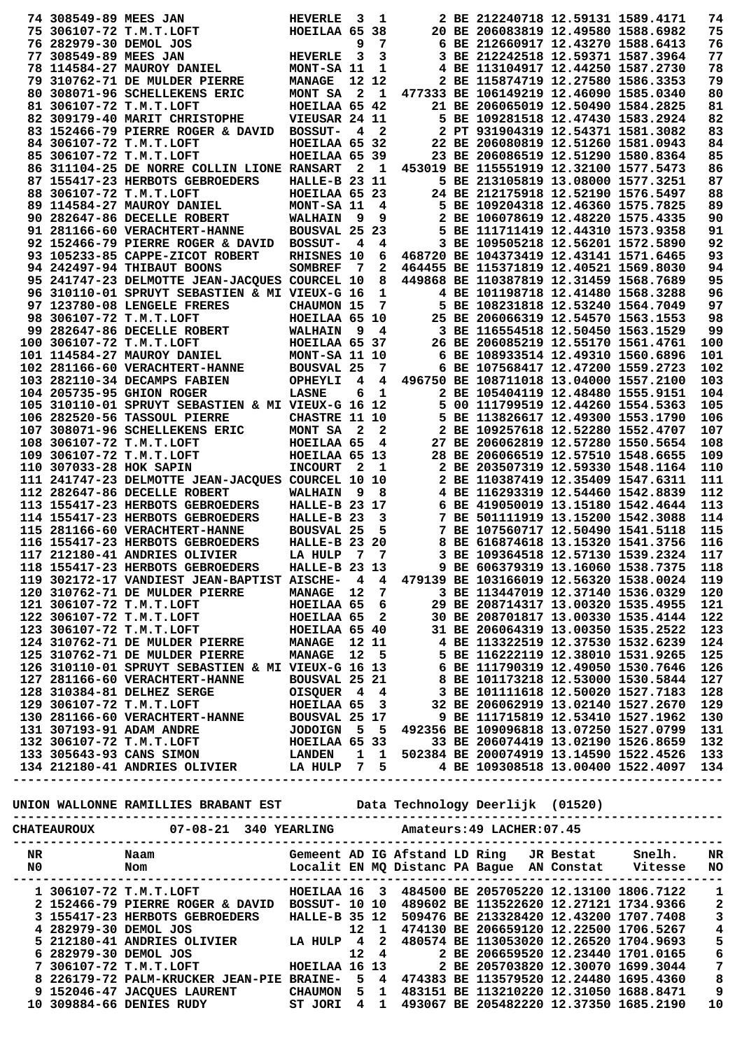| NR | Licence | Naam | Gemeent | AD | IG | Afstand | LD | Ring | JR | Bestat | Snelh. | NR |
|---|---|---|---|---|---|---|---|---|---|---|---|---|
| 74 | 308549-89 | MEES JAN | HEVERLE | 3 | 1 | 2 | BE | 2122407 | 18 | 12.59131 | 1589.4171 | 74 |
| 75 | 306107-72 | T.M.T.LOFT | HOEILAA | 65 | 38 | 20 | BE | 2060838 | 19 | 12.49580 | 1588.6982 | 75 |
| 76 | 282979-30 | DEMOL JOS | | 9 | 7 | 6 | BE | 2126609 | 17 | 12.43270 | 1588.6413 | 76 |
| 77 | 308549-89 | MEES JAN | HEVERLE | 3 | 3 | 3 | BE | 2122425 | 18 | 12.59371 | 1587.3964 | 77 |
| 78 | 114584-27 | MAUROY DANIEL | MONT-SA | 11 | 1 | 4 | BE | 1131049 | 17 | 12.44250 | 1587.2730 | 78 |
| 79 | 310762-71 | DE MULDER PIERRE | MANAGE | 12 | 12 | 2 | BE | 1158747 | 19 | 12.27580 | 1586.3353 | 79 |
| 80 | 308071-96 | SCHELLEKENS ERIC | MONT SA | 2 | 1 | 477333 | BE | 1061492 | 19 | 12.46090 | 1585.0340 | 80 |
| 81 | 306107-72 | T.M.T.LOFT | HOEILAA | 65 | 42 | 21 | BE | 2060650 | 19 | 12.50490 | 1583.2825 | 81 |
| 82 | 309179-40 | MARIT CHRISTOPHE | VIEUSAR | 24 | 11 | 5 | BE | 1092815 | 18 | 12.47430 | 1583.2924 | 82 |
| 83 | 152466-79 | PIERRE ROGER & DAVID | BOSSUT- | 4 | 2 | 2 | PT | 9319043 | 19 | 12.54371 | 1581.3082 | 83 |
| 84 | 306107-72 | T.M.T.LOFT | HOEILAA | 65 | 32 | 22 | BE | 2060808 | 19 | 12.51260 | 1581.0943 | 84 |
| 85 | 306107-72 | T.M.T.LOFT | HOEILAA | 65 | 39 | 23 | BE | 2060865 | 19 | 12.51290 | 1580.8364 | 85 |
| 86 | 311104-25 | DE NORRE COLLIN LIONE | RANSART | 2 | 1 | 453019 | BE | 1155519 | 19 | 12.32100 | 1577.5473 | 86 |
| 87 | 155417-23 | HERBOTS GEBROEDERS | HALLE-B | 23 | 11 | 5 | BE | 2131058 | 19 | 13.08000 | 1577.3251 | 87 |
| 88 | 306107-72 | T.M.T.LOFT | HOEILAA | 65 | 23 | 24 | BE | 2121759 | 18 | 12.52190 | 1576.5497 | 88 |
| 89 | 114584-27 | MAUROY DANIEL | MONT-SA | 11 | 4 | 5 | BE | 1092043 | 18 | 12.46360 | 1575.7825 | 89 |
| 90 | 282647-86 | DECELLE ROBERT | WALHAIN | 9 | 9 | 2 | BE | 1060786 | 19 | 12.48220 | 1575.4335 | 90 |
| 91 | 281166-60 | VERACHTERT-HANNE | BOUSVAL | 25 | 23 | 5 | BE | 1117114 | 19 | 12.44310 | 1573.9358 | 91 |
| 92 | 152466-79 | PIERRE ROGER & DAVID | BOSSUT- | 4 | 4 | 3 | BE | 1095052 | 18 | 12.56201 | 1572.5890 | 92 |
| 93 | 105233-85 | CAPPE-ZICOT ROBERT | RHISNES | 10 | 6 | 468720 | BE | 1043734 | 19 | 12.43141 | 1571.6465 | 93 |
| 94 | 242497-94 | THIBAUT BOONS | SOMBREF | 7 | 2 | 464455 | BE | 1153718 | 19 | 12.40521 | 1569.8030 | 94 |
| 95 | 241747-23 | DELMOTTE JEAN-JACQUES | COURCEL | 10 | 8 | 449868 | BE | 1103878 | 19 | 12.31459 | 1568.7689 | 95 |
| 96 | 310110-01 | SPRUYT SEBASTIEN & MI | VIEUX-G | 16 | 1 | 4 | BE | 1011987 | 18 | 12.41480 | 1568.3288 | 96 |
| 97 | 123780-08 | LENGELE FRERES | CHAUMON | 15 | 7 | 5 | BE | 1082318 | 18 | 12.53240 | 1564.7049 | 97 |
| 98 | 306107-72 | T.M.T.LOFT | HOEILAA | 65 | 10 | 25 | BE | 2060663 | 19 | 12.54570 | 1563.1553 | 98 |
| 99 | 282647-86 | DECELLE ROBERT | WALHAIN | 9 | 4 | 3 | BE | 1165545 | 18 | 12.50450 | 1563.1529 | 99 |
| 100 | 306107-72 | T.M.T.LOFT | HOEILAA | 65 | 37 | 26 | BE | 2060852 | 19 | 12.55170 | 1561.4761 | 100 |
| 101 | 114584-27 | MAUROY DANIEL | MONT-SA | 11 | 10 | 6 | BE | 1089335 | 14 | 12.49310 | 1560.6896 | 101 |
| 102 | 281166-60 | VERACHTERT-HANNE | BOUSVAL | 25 | 7 | 6 | BE | 1075684 | 17 | 12.47200 | 1559.2723 | 102 |
| 103 | 282110-34 | DECAMPS FABIEN | OPHEYLI | 4 | 4 | 496750 | BE | 1087110 | 18 | 13.04000 | 1557.2100 | 103 |
| 104 | 205735-95 | GHION ROGER | LASNE | 6 | 1 | 2 | BE | 1054041 | 19 | 12.48480 | 1555.9151 | 104 |
| 105 | 310110-01 | SPRUYT SEBASTIEN & MI | VIEUX-G | 16 | 12 | 5 | 00 | 1117995 | 19 | 12.44260 | 1554.5363 | 105 |
| 106 | 282520-56 | TASSOUL PIERRE | CHASTRE | 11 | 10 | 5 | BE | 1138266 | 17 | 12.49300 | 1553.1790 | 106 |
| 107 | 308071-96 | SCHELLEKENS ERIC | MONT SA | 2 | 2 | 2 | BE | 1092576 | 18 | 12.52280 | 1552.4707 | 107 |
| 108 | 306107-72 | T.M.T.LOFT | HOEILAA | 65 | 4 | 27 | BE | 2060628 | 19 | 12.57280 | 1550.5654 | 108 |
| 109 | 306107-72 | T.M.T.LOFT | HOEILAA | 65 | 13 | 28 | BE | 2060665 | 19 | 12.57510 | 1548.6655 | 109 |
| 110 | 307033-28 | HOK SAPIN | INCOURT | 2 | 1 | 2 | BE | 2035073 | 19 | 12.59330 | 1548.1164 | 110 |
| 111 | 241747-23 | DELMOTTE JEAN-JACQUES | COURCEL | 10 | 10 | 2 | BE | 1103874 | 19 | 12.35409 | 1547.6311 | 111 |
| 112 | 282647-86 | DECELLE ROBERT | WALHAIN | 9 | 8 | 4 | BE | 1162933 | 19 | 12.54460 | 1542.8839 | 112 |
| 113 | 155417-23 | HERBOTS GEBROEDERS | HALLE-B | 23 | 17 | 6 | BE | 4190500 | 19 | 13.15180 | 1542.4644 | 113 |
| 114 | 155417-23 | HERBOTS GEBROEDERS | HALLE-B | 23 | 3 | 7 | BE | 5011119 | 19 | 13.15200 | 1542.3088 | 114 |
| 115 | 281166-60 | VERACHTERT-HANNE | BOUSVAL | 25 | 5 | 7 | BE | 1075607 | 17 | 12.50490 | 1541.5118 | 115 |
| 116 | 155417-23 | HERBOTS GEBROEDERS | HALLE-B | 23 | 20 | 8 | BE | 6168746 | 18 | 13.15320 | 1541.3756 | 116 |
| 117 | 212180-41 | ANDRIES OLIVIER | LA HULP | 7 | 7 | 3 | BE | 1093645 | 18 | 12.57130 | 1539.2324 | 117 |
| 118 | 155417-23 | HERBOTS GEBROEDERS | HALLE-B | 23 | 13 | 9 | BE | 6063791 | 19 | 13.16060 | 1538.7375 | 118 |
| 119 | 302172-17 | VANDIEST JEAN-BAPTIST | AISCHE- | 4 | 4 | 479139 | BE | 1031660 | 19 | 12.56320 | 1538.0024 | 119 |
| 120 | 310762-71 | DE MULDER PIERRE | MANAGE | 12 | 7 | 3 | BE | 1134471 | 19 | 12.37140 | 1536.0329 | 120 |
| 121 | 306107-72 | T.M.T.LOFT | HOEILAA | 65 | 6 | 29 | BE | 2087143 | 17 | 13.00320 | 1535.4955 | 121 |
| 122 | 306107-72 | T.M.T.LOFT | HOEILAA | 65 | 2 | 30 | BE | 2087018 | 17 | 13.00330 | 1535.4144 | 122 |
| 123 | 306107-72 | T.M.T.LOFT | HOEILAA | 65 | 40 | 31 | BE | 2060643 | 19 | 13.00350 | 1535.2522 | 123 |
| 124 | 310762-71 | DE MULDER PIERRE | MANAGE | 12 | 11 | 4 | BE | 1133225 | 19 | 12.37530 | 1532.6239 | 124 |
| 125 | 310762-71 | DE MULDER PIERRE | MANAGE | 12 | 5 | 5 | BE | 1162221 | 19 | 12.38010 | 1531.9265 | 125 |
| 126 | 310110-01 | SPRUYT SEBASTIEN & MI | VIEUX-G | 16 | 13 | 6 | BE | 1117903 | 19 | 12.49050 | 1530.7646 | 126 |
| 127 | 281166-60 | VERACHTERT-HANNE | BOUSVAL | 25 | 21 | 8 | BE | 1011732 | 18 | 12.53000 | 1530.5844 | 127 |
| 128 | 310384-81 | DELHEZ SERGE | OISQUER | 4 | 4 | 3 | BE | 1011116 | 18 | 12.50020 | 1527.7183 | 128 |
| 129 | 306107-72 | T.M.T.LOFT | HOEILAA | 65 | 3 | 32 | BE | 2060629 | 19 | 13.02140 | 1527.2670 | 129 |
| 130 | 281166-60 | VERACHTERT-HANNE | BOUSVAL | 25 | 17 | 9 | BE | 1117158 | 19 | 12.53410 | 1527.1962 | 130 |
| 131 | 307193-91 | ADAM ANDRE | JODOIGN | 5 | 5 | 492356 | BE | 1090968 | 18 | 13.07250 | 1527.0799 | 131 |
| 132 | 306107-72 | T.M.T.LOFT | HOEILAA | 65 | 33 | 33 | BE | 2060744 | 19 | 13.02190 | 1526.8659 | 132 |
| 133 | 305643-93 | CANS SIMON | LANDEN | 1 | 1 | 502384 | BE | 2000749 | 19 | 13.14590 | 1522.4526 | 133 |
| 134 | 212180-41 | ANDRIES OLIVIER | LA HULP | 7 | 5 | 4 | BE | 1093085 | 18 | 13.00400 | 1522.4097 | 134 |

UNION WALLONNE RAMILLIES BRABANT EST          Data Technology Deerlijk  (01520)

CHATEAUROUX          07-08-21  340 YEARLING          Amateurs:49 LACHER:07.45

| NR<br>N0 | | Naam<br>Nom | Gemeent<br>Localit | AD<br>EN | IG<br>MQ | Afstand<br>Distanc | LD<br>PA | Ring<br>Bague | JR<br>AN | Bestat<br>Constat | Snelh.<br>Vitesse | NR<br>NO |
|---|---|---|---|---|---|---|---|---|---|---|---|---|
| 1 | 306107-72 | T.M.T.LOFT | HOEILAA | 16 | 3 | 484500 | BE | 2057052 | 20 | 12.13100 | 1806.7122 | 1 |
| 2 | 152466-79 | PIERRE ROGER & DAVID | BOSSUT- | 10 | 10 | 489602 | BE | 1135226 | 20 | 12.27121 | 1734.9366 | 2 |
| 3 | 155417-23 | HERBOTS GEBROEDERS | HALLE-B | 35 | 12 | 509476 | BE | 2133282 | 20 | 12.43200 | 1707.7408 | 3 |
| 4 | 282979-30 | DEMOL JOS | | 12 | 1 | 474130 | BE | 2066591 | 20 | 12.22500 | 1706.5267 | 4 |
| 5 | 212180-41 | ANDRIES OLIVIER | LA HULP | 4 | 2 | 480574 | BE | 1130530 | 20 | 12.26520 | 1704.9693 | 5 |
| 6 | 282979-30 | DEMOL JOS | | 12 | 4 | 2 | BE | 2066595 | 20 | 12.23440 | 1701.0165 | 6 |
| 7 | 306107-72 | T.M.T.LOFT | HOEILAA | 16 | 13 | 2 | BE | 2057038 | 20 | 12.30070 | 1699.3044 | 7 |
| 8 | 226179-72 | PALM-KRUCKER JEAN-PIE | BRAINE- | 5 | 4 | 474383 | BE | 1135795 | 20 | 12.24480 | 1695.4360 | 8 |
| 9 | 152046-47 | JACQUES LAURENT | CHAUMON | 5 | 1 | 483151 | BE | 1132102 | 20 | 12.31050 | 1688.8471 | 9 |
| 10 | 309884-66 | DENIES RUDY | ST JORI | 4 | 1 | 493067 | BE | 2054822 | 20 | 12.37350 | 1685.2190 | 10 |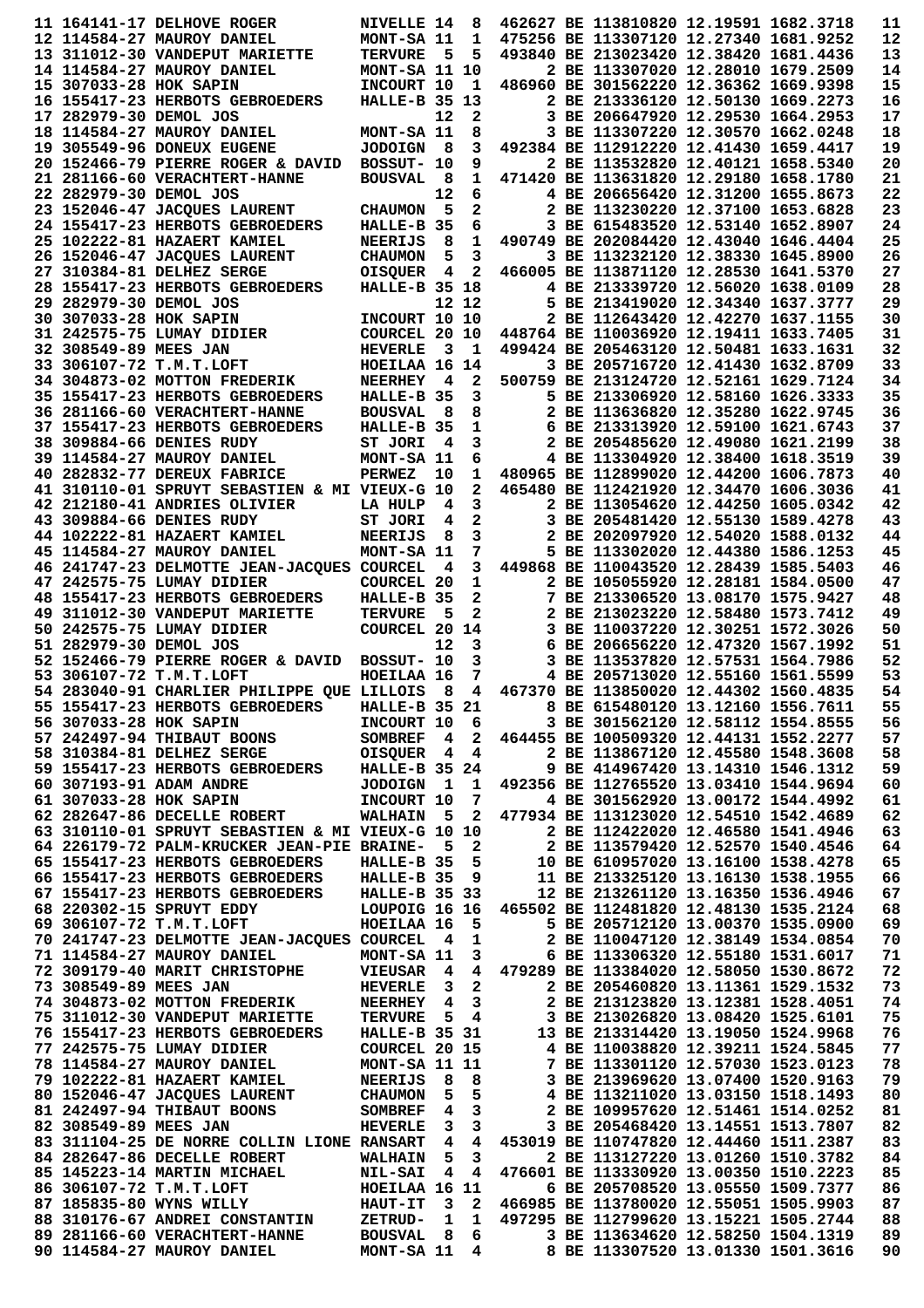```
11 164141-17 DELHOVE ROGER         NIVELLE 14  8  462627 BE 113810820 12.19591 1682.3718   11
12 114584-27 MAUROY DANIEL         MONT-SA 11  1  475256 BE 113307120 12.27340 1681.9252   12
13 311012-30 VANDEPUT MARIETTE     TERVURE  5  5  493840 BE 213023420 12.38420 1681.4436   13
14 114584-27 MAUROY DANIEL         MONT-SA 11 10       2 BE 113307020 12.28010 1679.2509   14
15 307033-28 HOK SAPIN             INCOURT 10  1  486960 BE 301562220 12.36362 1669.9398   15
16 155417-23 HERBOTS GEBROEDERS    HALLE-B 35 13       2 BE 213336120 12.50130 1669.2273   16
17 282979-30 DEMOL JOS                     12  2       3 BE 206647920 12.29530 1664.2953   17
18 114584-27 MAUROY DANIEL         MONT-SA 11  8       3 BE 113307220 12.30570 1662.0248   18
19 305549-96 DONEUX EUGENE         JODOIGN  8  3  492384 BE 112912220 12.41430 1659.4417   19
20 152466-79 PIERRE ROGER & DAVID  BOSSUT- 10  9       2 BE 113532820 12.40121 1658.5340   20
21 281166-60 VERACHTERT-HANNE      BOUSVAL  8  1  471420 BE 113631820 12.29180 1658.1780   21
22 282979-30 DEMOL JOS                     12  6       4 BE 206656420 12.31200 1655.8673   22
23 152046-47 JACQUES LAURENT       CHAUMON  5  2       2 BE 113230220 12.37100 1653.6828   23
24 155417-23 HERBOTS GEBROEDERS    HALLE-B 35  6       3 BE 615483520 12.53140 1652.8907   24
25 102222-81 HAZAERT KAMIEL        NEERIJS  8  1  490749 BE 202084420 12.43040 1646.4404   25
26 152046-47 JACQUES LAURENT       CHAUMON  5  3       3 BE 113232120 12.38330 1645.8900   26
27 310384-81 DELHEZ SERGE          OISQUER  4  2  466005 BE 113871120 12.28530 1641.5370   27
28 155417-23 HERBOTS GEBROEDERS    HALLE-B 35 18       4 BE 213339720 12.56020 1638.0109   28
29 282979-30 DEMOL JOS                     12 12       5 BE 213419020 12.34340 1637.3777   29
30 307033-28 HOK SAPIN             INCOURT 10 10       2 BE 112643420 12.42270 1637.1155   30
31 242575-75 LUMAY DIDIER          COURCEL 20 10  448764 BE 110036920 12.19411 1633.7405   31
32 308549-89 MEES JAN              HEVERLE  3  1  499424 BE 205463120 12.50481 1633.1631   32
33 306107-72 T.M.T.LOFT           HOEILAA 16 14       3 BE 205716720 12.41430 1632.8709   33
34 304873-02 MOTTON FREDERIK       NEERHEY  4  2  500759 BE 213124720 12.52161 1629.7124   34
35 155417-23 HERBOTS GEBROEDERS    HALLE-B 35  3       5 BE 213306920 12.58160 1626.3333   35
36 281166-60 VERACHTERT-HANNE      BOUSVAL  8  8       2 BE 113636820 12.35280 1622.9745   36
37 155417-23 HERBOTS GEBROEDERS    HALLE-B 35  1       6 BE 213313920 12.59100 1621.6743   37
38 309884-66 DENIES RUDY           ST JORI  4  3       2 BE 205485620 12.49080 1621.2199   38
39 114584-27 MAUROY DANIEL         MONT-SA 11  6       4 BE 113304920 12.38400 1618.3519   39
40 282832-77 DEREUX FABRICE        PERWEZ  10  1  480965 BE 112899020 12.44200 1606.7873   40
41 310110-01 SPRUYT SEBASTIEN & MI VIEUX-G 10  2  465480 BE 112421920 12.34470 1606.3036   41
42 212180-41 ANDRIES OLIVIER       LA HULP  4  3       2 BE 113054620 12.44250 1605.0342   42
43 309884-66 DENIES RUDY           ST JORI  4  2       3 BE 205481420 12.55130 1589.4278   43
44 102222-81 HAZAERT KAMIEL        NEERIJS  8  3       2 BE 202097920 12.54020 1588.0132   44
45 114584-27 MAUROY DANIEL         MONT-SA 11  7       5 BE 113302020 12.44380 1586.1253   45
46 241747-23 DELMOTTE JEAN-JACQUES COURCEL  4  3  449868 BE 110043520 12.28439 1585.5403   46
47 242575-75 LUMAY DIDIER          COURCEL 20  1       2 BE 105055920 12.28181 1584.0500   47
48 155417-23 HERBOTS GEBROEDERS    HALLE-B 35  2       7 BE 213306520 13.08170 1575.9427   48
49 311012-30 VANDEPUT MARIETTE     TERVURE  5  2       2 BE 213023220 12.58480 1573.7412   49
50 242575-75 LUMAY DIDIER          COURCEL 20 14       3 BE 110037220 12.30251 1572.3026   50
51 282979-30 DEMOL JOS                     12  3       6 BE 206656220 12.47320 1567.1992   51
52 152466-79 PIERRE ROGER & DAVID  BOSSUT- 10  3       3 BE 113537820 12.57531 1564.7986   52
53 306107-72 T.M.T.LOFT           HOEILAA 16  7       4 BE 205713020 12.55160 1561.5599   53
54 283040-91 CHARLIER PHILIPPE QUE LILLOIS  8  4  467370 BE 113850020 12.44302 1560.4835   54
55 155417-23 HERBOTS GEBROEDERS    HALLE-B 35 21       8 BE 615480120 13.12160 1556.7611   55
56 307033-28 HOK SAPIN             INCOURT 10  6       3 BE 301562120 12.58112 1554.8555   56
57 242497-94 THIBAUT BOONS         SOMBREF  4  2  464455 BE 100509320 12.44131 1552.2277   57
58 310384-81 DELHEZ SERGE          OISQUER  4  4       2 BE 113867120 12.45580 1548.3608   58
59 155417-23 HERBOTS GEBROEDERS    HALLE-B 35 24       9 BE 414967420 13.14310 1546.1312   59
60 307193-91 ADAM ANDRE            JODOIGN  1  1  492356 BE 112765520 13.03410 1544.9694   60
61 307033-28 HOK SAPIN             INCOURT 10  7       4 BE 301562920 13.00172 1544.4992   61
62 282647-86 DECELLE ROBERT        WALHAIN  5  2  477934 BE 113123020 12.54510 1542.4689   62
63 310110-01 SPRUYT SEBASTIEN & MI VIEUX-G 10 10       2 BE 112422020 12.46580 1541.4946   63
64 226179-72 PALM-KRUCKER JEAN-PIE BRAINE-  5  2       2 BE 113579420 12.52570 1540.4546   64
65 155417-23 HERBOTS GEBROEDERS    HALLE-B 35  5      10 BE 610957020 13.16100 1538.4278   65
66 155417-23 HERBOTS GEBROEDERS    HALLE-B 35  9      11 BE 213325120 13.16130 1538.1955   66
67 155417-23 HERBOTS GEBROEDERS    HALLE-B 35 33      12 BE 213261120 13.16350 1536.4946   67
68 220302-15 SPRUYT EDDY           LOUPOIG 16 16  465502 BE 112481820 12.48130 1535.2124   68
69 306107-72 T.M.T.LOFT           HOEILAA 16  5       5 BE 205712120 13.00370 1535.0900   69
70 241747-23 DELMOTTE JEAN-JACQUES COURCEL  4  1       2 BE 110047120 12.38149 1534.0854   70
71 114584-27 MAUROY DANIEL         MONT-SA 11  3       6 BE 113306320 12.55180 1531.6017   71
72 309179-40 MARIT CHRISTOPHE      VIEUSAR  4  4  479289 BE 113384020 12.58050 1530.8672   72
73 308549-89 MEES JAN              HEVERLE  3  2       2 BE 205460820 13.11361 1529.1532   73
74 304873-02 MOTTON FREDERIK       NEERHEY  4  3       2 BE 213123820 13.12381 1528.4051   74
75 311012-30 VANDEPUT MARIETTE     TERVURE  5  4       3 BE 213026820 13.08420 1525.6101   75
76 155417-23 HERBOTS GEBROEDERS    HALLE-B 35 31      13 BE 213314420 13.19050 1524.9968   76
77 242575-75 LUMAY DIDIER          COURCEL 20 15       4 BE 110038820 12.39211 1524.5845   77
78 114584-27 MAUROY DANIEL         MONT-SA 11 11       7 BE 113301120 12.57030 1523.0123   78
79 102222-81 HAZAERT KAMIEL        NEERIJS  8  8       3 BE 213969620 13.07400 1520.9163   79
80 152046-47 JACQUES LAURENT       CHAUMON  5  5       4 BE 113211020 13.03150 1518.1493   80
81 242497-94 THIBAUT BOONS         SOMBREF  4  3       2 BE 109957620 12.51461 1514.0252   81
82 308549-89 MEES JAN              HEVERLE  3  3       3 BE 205468420 13.14551 1513.7807   82
83 311104-25 DE NORRE COLLIN LIONE RANSART  4  4  453019 BE 110747820 12.44460 1511.2387   83
84 282647-86 DECELLE ROBERT        WALHAIN  5  3       2 BE 113127220 13.01260 1510.3782   84
85 145223-14 MARTIN MICHAEL        NIL-SAI  4  4  476601 BE 113330920 13.00350 1510.2223   85
86 306107-72 T.M.T.LOFT           HOEILAA 16 11       6 BE 205708520 13.05550 1509.7377   86
87 185835-80 WYNS WILLY            HAUT-IT  3  2  466985 BE 113780020 12.55051 1505.9903   87
88 310176-67 ANDREI CONSTANTIN     ZETRUD-  1  1  497295 BE 112799620 13.15221 1505.2744   88
89 281166-60 VERACHTERT-HANNE      BOUSVAL  8  6       3 BE 113634620 12.58250 1504.1319   89
90 114584-27 MAUROY DANIEL         MONT-SA 11  4       8 BE 113307520 13.01330 1501.3616   90
```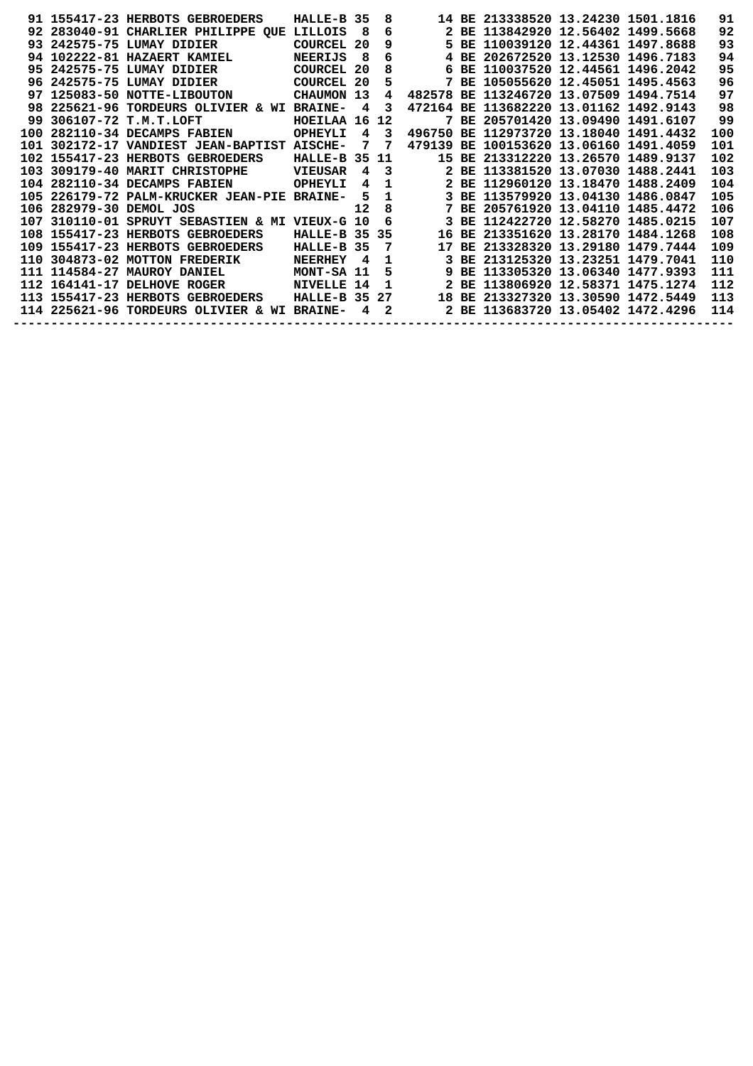| | | | | | | | | | | | |
|---|---|---|---|---|---|---|---|---|---|---|---|
| 91 | 155417-23 | HERBOTS GEBROEDERS | HALLE-B | 35 | 8 | | 14 | BE 213338520 | 13.24230 | 1501.1816 | 91 |
| 92 | 283040-91 | CHARLIER PHILIPPE QUE | LILLOIS | 8 | 6 | | 2 | BE 113842920 | 12.56402 | 1499.5668 | 92 |
| 93 | 242575-75 | LUMAY DIDIER | COURCEL | 20 | 9 | | 5 | BE 110039120 | 12.44361 | 1497.8688 | 93 |
| 94 | 102222-81 | HAZAERT KAMIEL | NEERIJS | 8 | 6 | | 4 | BE 202672520 | 13.12530 | 1496.7183 | 94 |
| 95 | 242575-75 | LUMAY DIDIER | COURCEL | 20 | 8 | | 6 | BE 110037520 | 12.44561 | 1496.2042 | 95 |
| 96 | 242575-75 | LUMAY DIDIER | COURCEL | 20 | 5 | | 7 | BE 105055620 | 12.45051 | 1495.4563 | 96 |
| 97 | 125083-50 | NOTTE-LIBOUTON | CHAUMON | 13 | 4 | 482578 | | BE 113246720 | 13.07509 | 1494.7514 | 97 |
| 98 | 225621-96 | TORDEURS OLIVIER & WI | BRAINE- | 4 | 3 | 472164 | | BE 113682220 | 13.01162 | 1492.9143 | 98 |
| 99 | 306107-72 | T.M.T.LOFT | HOEILAA | 16 | 12 | | 7 | BE 205701420 | 13.09490 | 1491.6107 | 99 |
| 100 | 282110-34 | DECAMPS FABIEN | OPHEYLI | 4 | 3 | 496750 | | BE 112973720 | 13.18040 | 1491.4432 | 100 |
| 101 | 302172-17 | VANDIEST JEAN-BAPTIST | AISCHE- | 7 | 7 | 479139 | | BE 100153620 | 13.06160 | 1491.4059 | 101 |
| 102 | 155417-23 | HERBOTS GEBROEDERS | HALLE-B | 35 | 11 | | 15 | BE 213312220 | 13.26570 | 1489.9137 | 102 |
| 103 | 309179-40 | MARIT CHRISTOPHE | VIEUSAR | 4 | 3 | | 2 | BE 113381520 | 13.07030 | 1488.2441 | 103 |
| 104 | 282110-34 | DECAMPS FABIEN | OPHEYLI | 4 | 1 | | 2 | BE 112960120 | 13.18470 | 1488.2409 | 104 |
| 105 | 226179-72 | PALM-KRUCKER JEAN-PIE | BRAINE- | 5 | 1 | | 3 | BE 113579920 | 13.04130 | 1486.0847 | 105 |
| 106 | 282979-30 | DEMOL JOS | | 12 | 8 | | 7 | BE 205761920 | 13.04110 | 1485.4472 | 106 |
| 107 | 310110-01 | SPRUYT SEBASTIEN & MI | VIEUX-G | 10 | 6 | | 3 | BE 112422720 | 12.58270 | 1485.0215 | 107 |
| 108 | 155417-23 | HERBOTS GEBROEDERS | HALLE-B | 35 | 35 | | 16 | BE 213351620 | 13.28170 | 1484.1268 | 108 |
| 109 | 155417-23 | HERBOTS GEBROEDERS | HALLE-B | 35 | 7 | | 17 | BE 213328320 | 13.29180 | 1479.7444 | 109 |
| 110 | 304873-02 | MOTTON FREDERIK | NEERHEY | 4 | 1 | | 3 | BE 213125320 | 13.23251 | 1479.7041 | 110 |
| 111 | 114584-27 | MAUROY DANIEL | MONT-SA | 11 | 5 | | 9 | BE 113305320 | 13.06340 | 1477.9393 | 111 |
| 112 | 164141-17 | DELHOVE ROGER | NIVELLE | 14 | 1 | | 2 | BE 113806920 | 12.58371 | 1475.1274 | 112 |
| 113 | 155417-23 | HERBOTS GEBROEDERS | HALLE-B | 35 | 27 | | 18 | BE 213327320 | 13.30590 | 1472.5449 | 113 |
| 114 | 225621-96 | TORDEURS OLIVIER & WI | BRAINE- | 4 | 2 | | 2 | BE 113683720 | 13.05402 | 1472.4296 | 114 |